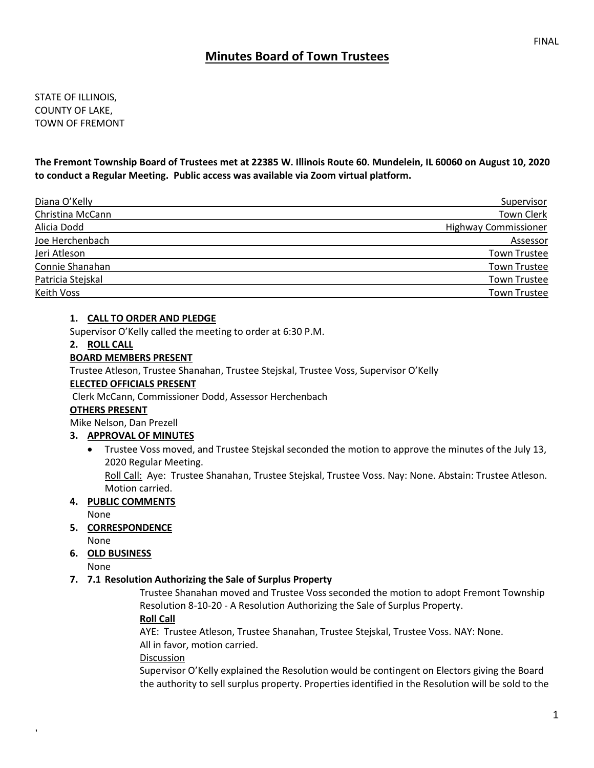FINAL

# Minutes Board of Town Trustees

STATE OF ILLINOIS,
COUNTY OF LAKE,
TOWN OF FREMONT

**The Fremont Township Board of Trustees met at 22385 W. Illinois Route 60. Mundelein, IL 60060 on August 10, 2020 to conduct a Regular Meeting. Public access was available via Zoom virtual platform.**

| | |
|---|---|
| Diana O'Kelly | Supervisor |
| Christina McCann | Town Clerk |
| Alicia Dodd | Highway Commissioner |
| Joe Herchenbach | Assessor |
| Jeri Atleson | Town Trustee |
| Connie Shanahan | Town Trustee |
| Patricia Stejskal | Town Trustee |
| Keith Voss | Town Trustee |

1. **CALL TO ORDER AND PLEDGE**

Supervisor O'Kelly called the meeting to order at 6:30 P.M.

2. **ROLL CALL**

**BOARD MEMBERS PRESENT**

Trustee Atleson, Trustee Shanahan, Trustee Stejskal, Trustee Voss, Supervisor O'Kelly

**ELECTED OFFICIALS PRESENT**

Clerk McCann, Commissioner Dodd, Assessor Herchenbach

**OTHERS PRESENT**

Mike Nelson, Dan Prezell

3. **APPROVAL OF MINUTES**
   - Trustee Voss moved, and Trustee Stejskal seconded the motion to approve the minutes of the July 13, 2020 Regular Meeting.
     Roll Call: Aye: Trustee Shanahan, Trustee Stejskal, Trustee Voss. Nay: None. Abstain: Trustee Atleson. Motion carried.

4. **PUBLIC COMMENTS**

None

5. **CORRESPONDENCE**

None

6. **OLD BUSINESS**

None

7. **7.1 Resolution Authorizing the Sale of Surplus Property**

Trustee Shanahan moved and Trustee Voss seconded the motion to adopt Fremont Township Resolution 8-10-20 - A Resolution Authorizing the Sale of Surplus Property.

**Roll Call**

AYE: Trustee Atleson, Trustee Shanahan, Trustee Stejskal, Trustee Voss. NAY: None.
All in favor, motion carried.

Discussion

Supervisor O'Kelly explained the Resolution would be contingent on Electors giving the Board the authority to sell surplus property. Properties identified in the Resolution will be sold to the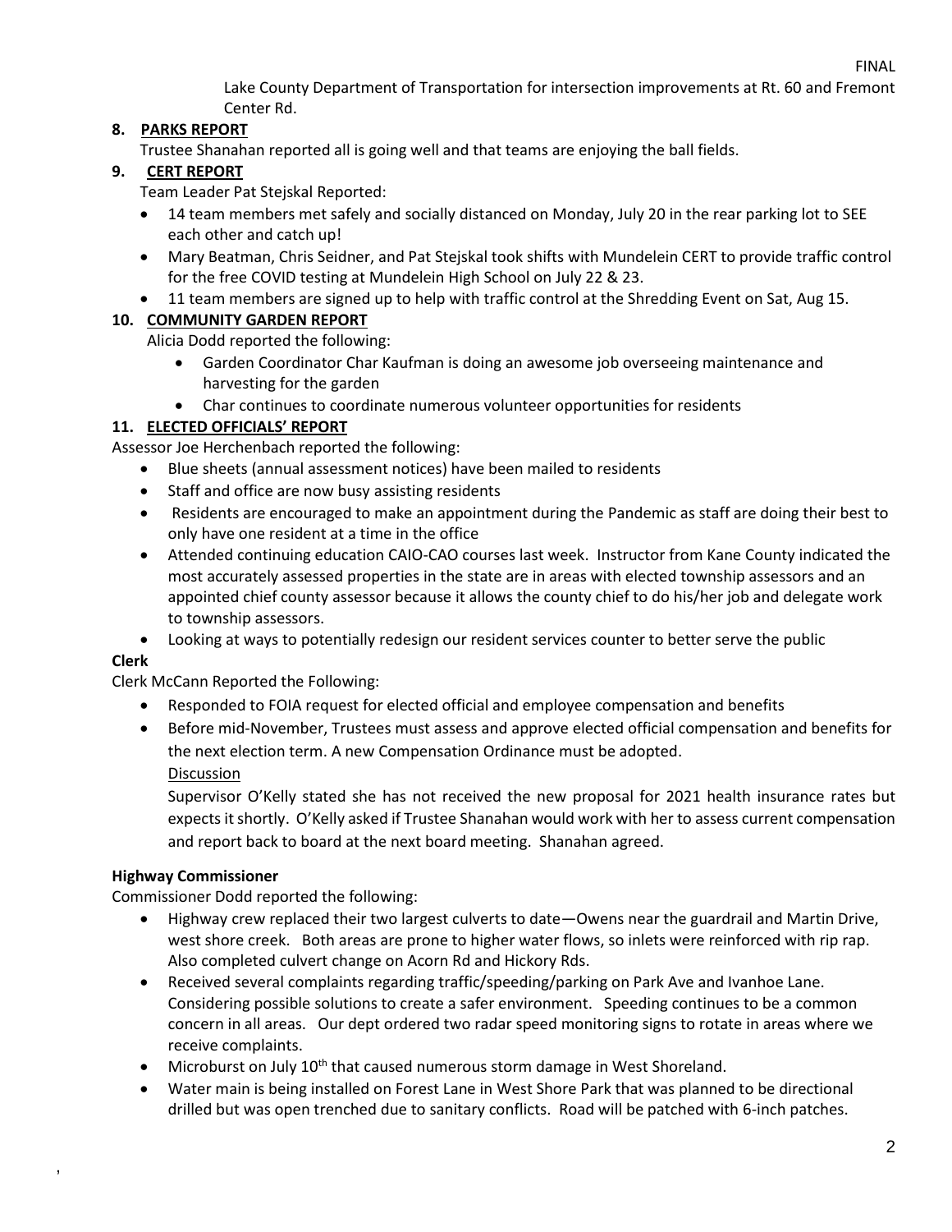Lake County Department of Transportation for intersection improvements at Rt. 60 and Fremont Center Rd.

**8. PARKS REPORT**

Trustee Shanahan reported all is going well and that teams are enjoying the ball fields.

**9. CERT REPORT**

Team Leader Pat Stejskal Reported:

- 14 team members met safely and socially distanced on Monday, July 20 in the rear parking lot to SEE each other and catch up!
- Mary Beatman, Chris Seidner, and Pat Stejskal took shifts with Mundelein CERT to provide traffic control for the free COVID testing at Mundelein High School on July 22 & 23.
- 11 team members are signed up to help with traffic control at the Shredding Event on Sat, Aug 15.

**10. COMMUNITY GARDEN REPORT**

Alicia Dodd reported the following:

- Garden Coordinator Char Kaufman is doing an awesome job overseeing maintenance and harvesting for the garden
- Char continues to coordinate numerous volunteer opportunities for residents

**11. ELECTED OFFICIALS' REPORT**

Assessor Joe Herchenbach reported the following:

- Blue sheets (annual assessment notices) have been mailed to residents
- Staff and office are now busy assisting residents
- Residents are encouraged to make an appointment during the Pandemic as staff are doing their best to only have one resident at a time in the office
- Attended continuing education CAIO-CAO courses last week. Instructor from Kane County indicated the most accurately assessed properties in the state are in areas with elected township assessors and an appointed chief county assessor because it allows the county chief to do his/her job and delegate work to township assessors.
- Looking at ways to potentially redesign our resident services counter to better serve the public

**Clerk**

Clerk McCann Reported the Following:

- Responded to FOIA request for elected official and employee compensation and benefits
- Before mid-November, Trustees must assess and approve elected official compensation and benefits for the next election term. A new Compensation Ordinance must be adopted.

  Discussion

  Supervisor O'Kelly stated she has not received the new proposal for 2021 health insurance rates but expects it shortly. O'Kelly asked if Trustee Shanahan would work with her to assess current compensation and report back to board at the next board meeting. Shanahan agreed.

**Highway Commissioner**

Commissioner Dodd reported the following:

- Highway crew replaced their two largest culverts to date—Owens near the guardrail and Martin Drive, west shore creek. Both areas are prone to higher water flows, so inlets were reinforced with rip rap. Also completed culvert change on Acorn Rd and Hickory Rds.
- Received several complaints regarding traffic/speeding/parking on Park Ave and Ivanhoe Lane. Considering possible solutions to create a safer environment. Speeding continues to be a common concern in all areas. Our dept ordered two radar speed monitoring signs to rotate in areas where we receive complaints.
- Microburst on July 10th that caused numerous storm damage in West Shoreland.
- Water main is being installed on Forest Lane in West Shore Park that was planned to be directional drilled but was open trenched due to sanitary conflicts. Road will be patched with 6-inch patches.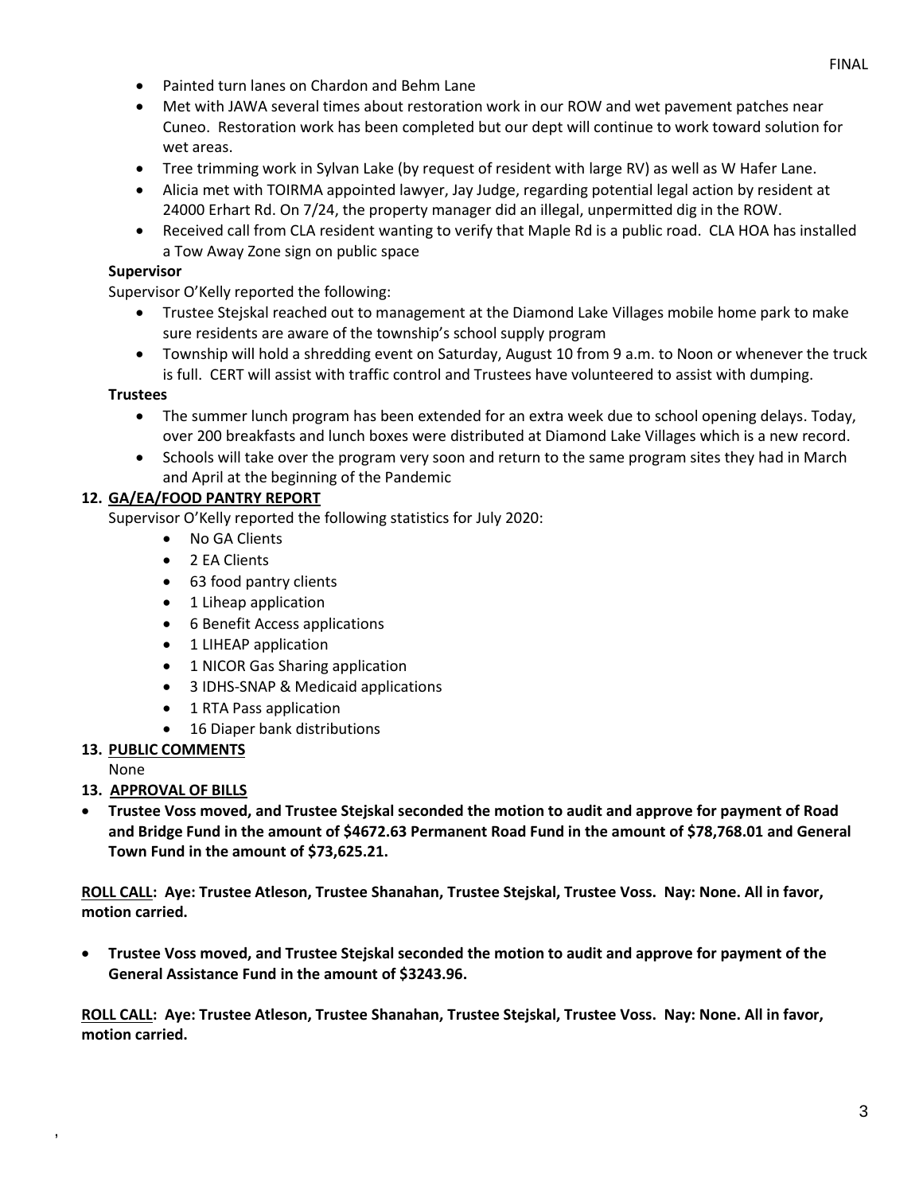- Painted turn lanes on Chardon and Behm Lane
- Met with JAWA several times about restoration work in our ROW and wet pavement patches near Cuneo. Restoration work has been completed but our dept will continue to work toward solution for wet areas.
- Tree trimming work in Sylvan Lake (by request of resident with large RV) as well as W Hafer Lane.
- Alicia met with TOIRMA appointed lawyer, Jay Judge, regarding potential legal action by resident at 24000 Erhart Rd. On 7/24, the property manager did an illegal, unpermitted dig in the ROW.
- Received call from CLA resident wanting to verify that Maple Rd is a public road. CLA HOA has installed a Tow Away Zone sign on public space

**Supervisor**

Supervisor O'Kelly reported the following:

- Trustee Stejskal reached out to management at the Diamond Lake Villages mobile home park to make sure residents are aware of the township's school supply program
- Township will hold a shredding event on Saturday, August 10 from 9 a.m. to Noon or whenever the truck is full. CERT will assist with traffic control and Trustees have volunteered to assist with dumping.

**Trustees**

- The summer lunch program has been extended for an extra week due to school opening delays. Today, over 200 breakfasts and lunch boxes were distributed at Diamond Lake Villages which is a new record.
- Schools will take over the program very soon and return to the same program sites they had in March and April at the beginning of the Pandemic

**12. <u>GA/EA/FOOD PANTRY REPORT</u>**

Supervisor O'Kelly reported the following statistics for July 2020:

- No GA Clients
- 2 EA Clients
- 63 food pantry clients
- 1 Liheap application
- 6 Benefit Access applications
- 1 LIHEAP application
- 1 NICOR Gas Sharing application
- 3 IDHS-SNAP & Medicaid applications
- 1 RTA Pass application
- 16 Diaper bank distributions

**13. <u>PUBLIC COMMENTS</u>**

None

**13. <u>APPROVAL OF BILLS</u>**

- **Trustee Voss moved, and Trustee Stejskal seconded the motion to audit and approve for payment of Road and Bridge Fund in the amount of $4672.63 Permanent Road Fund in the amount of $78,768.01 and General Town Fund in the amount of $73,625.21.**

**<u>ROLL CALL</u>: Aye: Trustee Atleson, Trustee Shanahan, Trustee Stejskal, Trustee Voss. Nay: None. All in favor, motion carried.**

- **Trustee Voss moved, and Trustee Stejskal seconded the motion to audit and approve for payment of the General Assistance Fund in the amount of $3243.96.**

**<u>ROLL CALL</u>: Aye: Trustee Atleson, Trustee Shanahan, Trustee Stejskal, Trustee Voss. Nay: None. All in favor, motion carried.**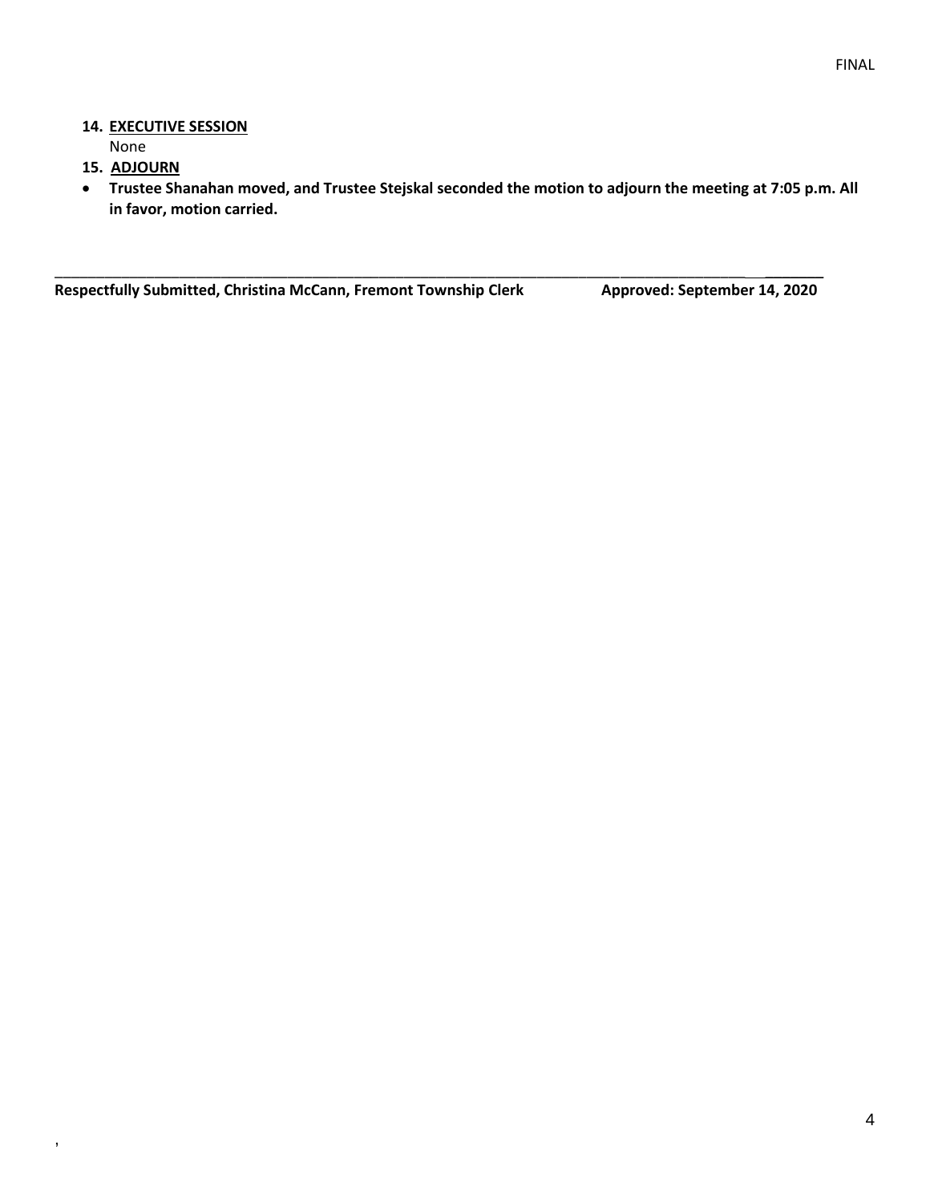**14. EXECUTIVE SESSION**

None

**15. ADJOURN**

- **Trustee Shanahan moved, and Trustee Stejskal seconded the motion to adjourn the meeting at 7:05 p.m. All in favor, motion carried.**

---

**Respectfully Submitted, Christina McCann, Fremont Township Clerk** **Approved: September 14, 2020**